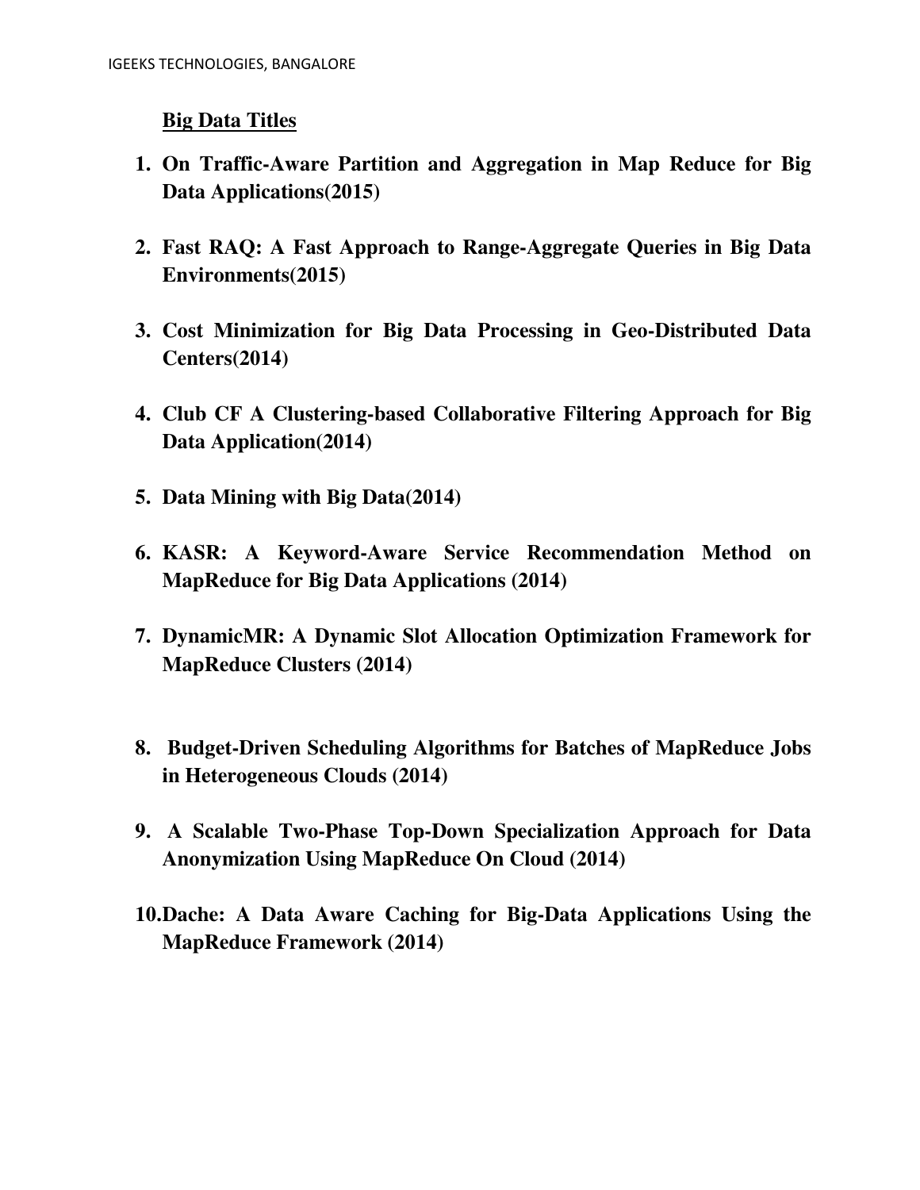**Big Data Titles**

1. **On Traffic-Aware Partition and Aggregation in Map Reduce for Big Data Applications(2015)**

2. **Fast RAQ: A Fast Approach to Range-Aggregate Queries in Big Data Environments(2015)**

3. **Cost Minimization for Big Data Processing in Geo-Distributed Data Centers(2014)**

4. **Club CF A Clustering-based Collaborative Filtering Approach for Big Data Application(2014)**

5. **Data Mining with Big Data(2014)**

6. **KASR: A Keyword-Aware Service Recommendation Method on MapReduce for Big Data Applications (2014)**

7. **DynamicMR: A Dynamic Slot Allocation Optimization Framework for MapReduce Clusters (2014)**

8. **Budget-Driven Scheduling Algorithms for Batches of MapReduce Jobs in Heterogeneous Clouds (2014)**

9. **A Scalable Two-Phase Top-Down Specialization Approach for Data Anonymization Using MapReduce On Cloud (2014)**

10. **Dache: A Data Aware Caching for Big-Data Applications Using the MapReduce Framework (2014)**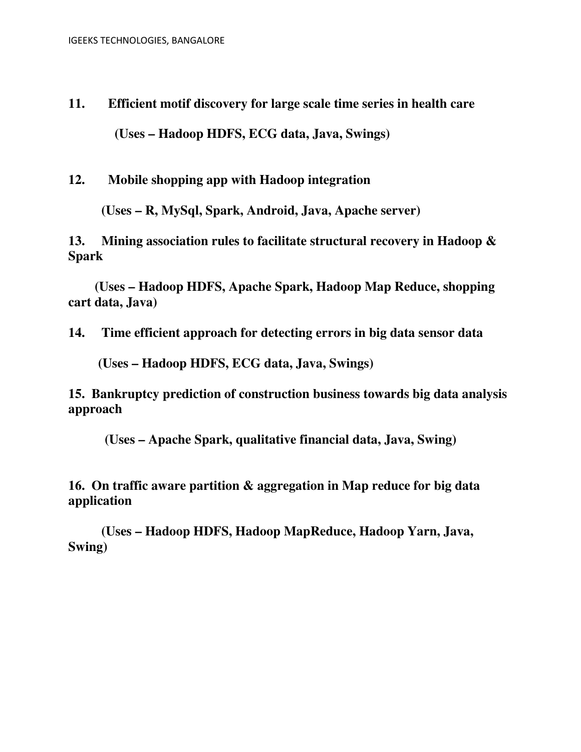**11. Efficient motif discovery for large scale time series in health care**

**(Uses – Hadoop HDFS, ECG data, Java, Swings)**

**12. Mobile shopping app with Hadoop integration**

**(Uses – R, MySql, Spark, Android, Java, Apache server)**

**13. Mining association rules to facilitate structural recovery in Hadoop & Spark**

**(Uses – Hadoop HDFS, Apache Spark, Hadoop Map Reduce, shopping cart data, Java)**

**14. Time efficient approach for detecting errors in big data sensor data**

**(Uses – Hadoop HDFS, ECG data, Java, Swings)**

**15. Bankruptcy prediction of construction business towards big data analysis approach**

**(Uses – Apache Spark, qualitative financial data, Java, Swing)**

**16. On traffic aware partition & aggregation in Map reduce for big data application**

**(Uses – Hadoop HDFS, Hadoop MapReduce, Hadoop Yarn, Java, Swing)**